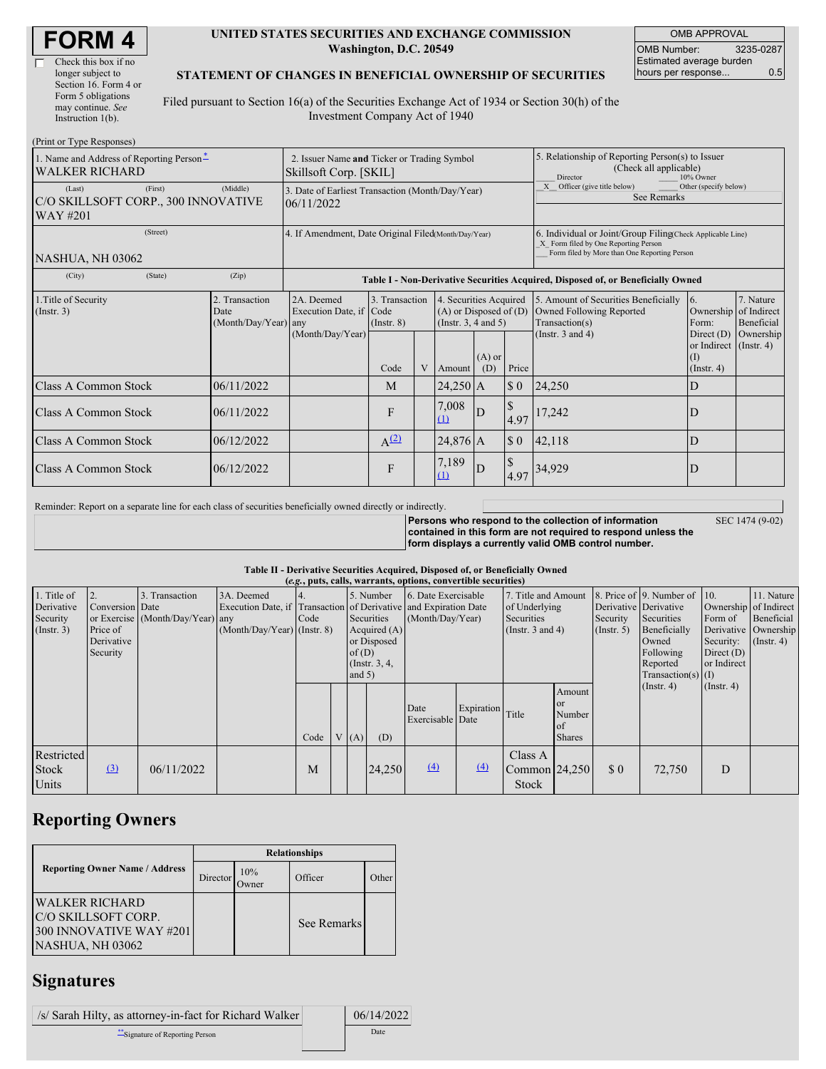# FORM 4

☐ Check this box if no longer subject to Section 16. Form 4 or Form 5 obligations may continue. *See* Instruction 1(b).

**UNITED STATES SECURITIES AND EXCHANGE COMMISSION**
**Washington, D.C. 20549**

**STATEMENT OF CHANGES IN BENEFICIAL OWNERSHIP OF SECURITIES**

Filed pursuant to Section 16(a) of the Securities Exchange Act of 1934 or Section 30(h) of the Investment Company Act of 1940

| OMB APPROVAL | |
|---|---|
| OMB Number: | 3235-0287 |
| Estimated average burden hours per response... | 0.5 |

(Print or Type Responses)

| | | |
|---|---|---|
| 1. Name and Address of Reporting Person* WALKER RICHARD | 2. Issuer Name **and** Ticker or Trading Symbol Skillsoft Corp. [SKIL] | 5. Relationship of Reporting Person(s) to Issuer (Check all applicable) ___ Director ___ 10% Owner _X_ Officer (give title below) ___ Other (specify below) See Remarks |
| (Last) (First) (Middle) C/O SKILLSOFT CORP., 300 INNOVATIVE WAY #201 | 3. Date of Earliest Transaction (Month/Day/Year) 06/11/2022 | |
| (Street) NASHUA, NH 03062 | 4. If Amendment, Date Original Filed (Month/Day/Year) | 6. Individual or Joint/Group Filing (Check Applicable Line) _X_ Form filed by One Reporting Person ___ Form filed by More than One Reporting Person |
| (City) (State) (Zip) | | |

**Table I - Non-Derivative Securities Acquired, Disposed of, or Beneficially Owned**

| 1.Title of Security (Instr. 3) | 2. Transaction Date (Month/Day/Year) | 2A. Deemed Execution Date, if any (Month/Day/Year) | 3. Transaction Code (Instr. 8) | | 4. Securities Acquired (A) or Disposed of (D) (Instr. 3, 4 and 5) | | | 5. Amount of Securities Beneficially Owned Following Reported Transaction(s) (Instr. 3 and 4) | 6. Ownership Form: Direct (D) or Indirect (I) (Instr. 4) | 7. Nature of Indirect Beneficial Ownership (Instr. 4) |
|---|---|---|---|---|---|---|---|---|---|---|
| | | | Code | V | Amount | (A) or (D) | Price | | | |
| Class A Common Stock | 06/11/2022 | | M | | 24,250 | A | $ 0 | 24,250 | D | |
| Class A Common Stock | 06/11/2022 | | F | | 7,008 (1) | D | $ 4.97 | 17,242 | D | |
| Class A Common Stock | 06/12/2022 | | A (2) | | 24,876 | A | $ 0 | 42,118 | D | |
| Class A Common Stock | 06/12/2022 | | F | | 7,189 (1) | D | $ 4.97 | 34,929 | D | |

Reminder: Report on a separate line for each class of securities beneficially owned directly or indirectly.

**Persons who respond to the collection of information contained in this form are not required to respond unless the form displays a currently valid OMB control number.** SEC 1474 (9-02)

**Table II - Derivative Securities Acquired, Disposed of, or Beneficially Owned**
**(*e.g.*, puts, calls, warrants, options, convertible securities)**

| 1. Title of Derivative Security (Instr. 3) | 2. Conversion or Exercise Price of Derivative Security | 3. Transaction Date (Month/Day/Year) | 3A. Deemed Execution Date, if any (Month/Day/Year) | 4. Transaction Code (Instr. 8) | | 5. Number of Derivative Securities Acquired (A) or Disposed of (D) (Instr. 3, 4, and 5) | | 6. Date Exercisable and Expiration Date (Month/Day/Year) | | 7. Title and Amount of Underlying Securities (Instr. 3 and 4) | | 8. Price of Derivative Security (Instr. 5) | 9. Number of Derivative Securities Beneficially Owned Following Reported Transaction(s) (Instr. 4) | 10. Ownership Form of Derivative Security: Direct (D) or Indirect (I) (Instr. 4) | 11. Nature of Indirect Beneficial Ownership (Instr. 4) |
|---|---|---|---|---|---|---|---|---|---|---|---|---|---|---|---|
| | | | | Code | V | (A) | (D) | Date Exercisable | Expiration Date | Title | Amount or Number of Shares | | | | |
| Restricted Stock Units | (3) | 06/11/2022 | | M | | | 24,250 | (4) | (4) | Class A Common Stock | 24,250 | $ 0 | 72,750 | D | |

## Reporting Owners

| Reporting Owner Name / Address | Relationships | | | |
|---|---|---|---|---|
| | Director | 10% Owner | Officer | Other |
| WALKER RICHARD C/O SKILLSOFT CORP. 300 INNOVATIVE WAY #201 NASHUA, NH 03062 | | | See Remarks | |

## Signatures

| | |
|---|---|
| /s/ Sarah Hilty, as attorney-in-fact for Richard Walker | 06/14/2022 |
| **Signature of Reporting Person | Date |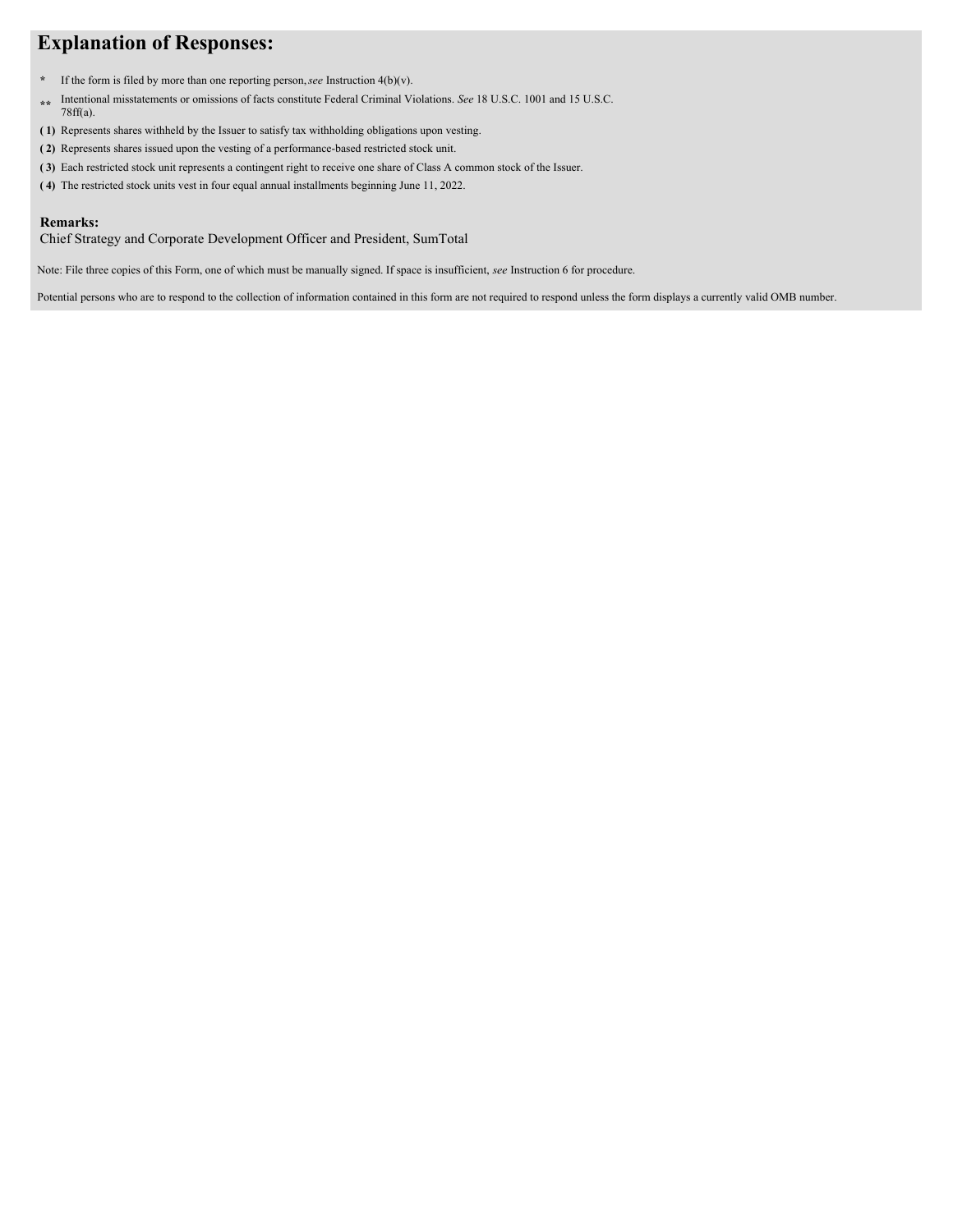## Explanation of Responses:

- \* If the form is filed by more than one reporting person, *see* Instruction 4(b)(v).
- \*\* Intentional misstatements or omissions of facts constitute Federal Criminal Violations. *See* 18 U.S.C. 1001 and 15 U.S.C. 78ff(a).
- **( 1)** Represents shares withheld by the Issuer to satisfy tax withholding obligations upon vesting.
- **( 2)** Represents shares issued upon the vesting of a performance-based restricted stock unit.
- **( 3)** Each restricted stock unit represents a contingent right to receive one share of Class A common stock of the Issuer.
- **( 4)** The restricted stock units vest in four equal annual installments beginning June 11, 2022.

**Remarks:**

Chief Strategy and Corporate Development Officer and President, SumTotal

Note: File three copies of this Form, one of which must be manually signed. If space is insufficient, *see* Instruction 6 for procedure.

Potential persons who are to respond to the collection of information contained in this form are not required to respond unless the form displays a currently valid OMB number.